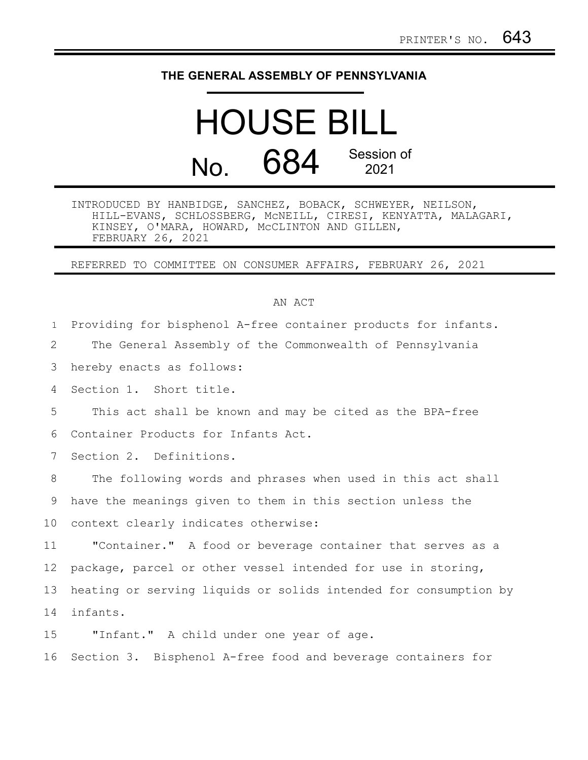PRINTER'S NO. 643

# THE GENERAL ASSEMBLY OF PENNSYLVANIA

# HOUSE BILL

## No. 684 Session of 2021

INTRODUCED BY HANBIDGE, SANCHEZ, BOBACK, SCHWEYER, NEILSON, HILL-EVANS, SCHLOSSBERG, McNEILL, CIRESI, KENYATTA, MALAGARI, KINSEY, O'MARA, HOWARD, McCLINTON AND GILLEN, FEBRUARY 26, 2021

REFERRED TO COMMITTEE ON CONSUMER AFFAIRS, FEBRUARY 26, 2021

AN ACT

Providing for bisphenol A-free container products for infants.

The General Assembly of the Commonwealth of Pennsylvania hereby enacts as follows:

Section 1. Short title.

This act shall be known and may be cited as the BPA-free Container Products for Infants Act.

Section 2. Definitions.

The following words and phrases when used in this act shall have the meanings given to them in this section unless the context clearly indicates otherwise:

"Container." A food or beverage container that serves as a package, parcel or other vessel intended for use in storing, heating or serving liquids or solids intended for consumption by infants.

"Infant." A child under one year of age.

Section 3. Bisphenol A-free food and beverage containers for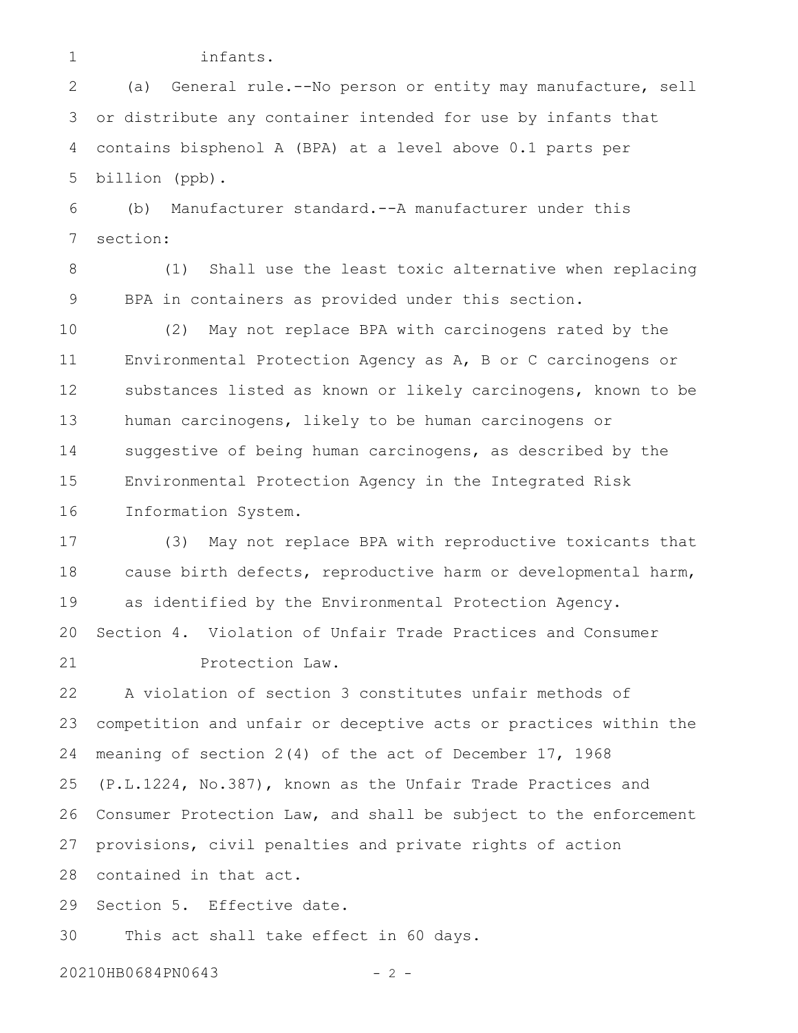infants.

(a) General rule.--No person or entity may manufacture, sell or distribute any container intended for use by infants that contains bisphenol A (BPA) at a level above 0.1 parts per billion (ppb).

(b) Manufacturer standard.--A manufacturer under this section:

(1) Shall use the least toxic alternative when replacing BPA in containers as provided under this section.

(2) May not replace BPA with carcinogens rated by the Environmental Protection Agency as A, B or C carcinogens or substances listed as known or likely carcinogens, known to be human carcinogens, likely to be human carcinogens or suggestive of being human carcinogens, as described by the Environmental Protection Agency in the Integrated Risk Information System.

(3) May not replace BPA with reproductive toxicants that cause birth defects, reproductive harm or developmental harm, as identified by the Environmental Protection Agency.

Section 4. Violation of Unfair Trade Practices and Consumer Protection Law.

A violation of section 3 constitutes unfair methods of competition and unfair or deceptive acts or practices within the meaning of section 2(4) of the act of December 17, 1968 (P.L.1224, No.387), known as the Unfair Trade Practices and Consumer Protection Law, and shall be subject to the enforcement provisions, civil penalties and private rights of action contained in that act.

Section 5. Effective date.

This act shall take effect in 60 days.